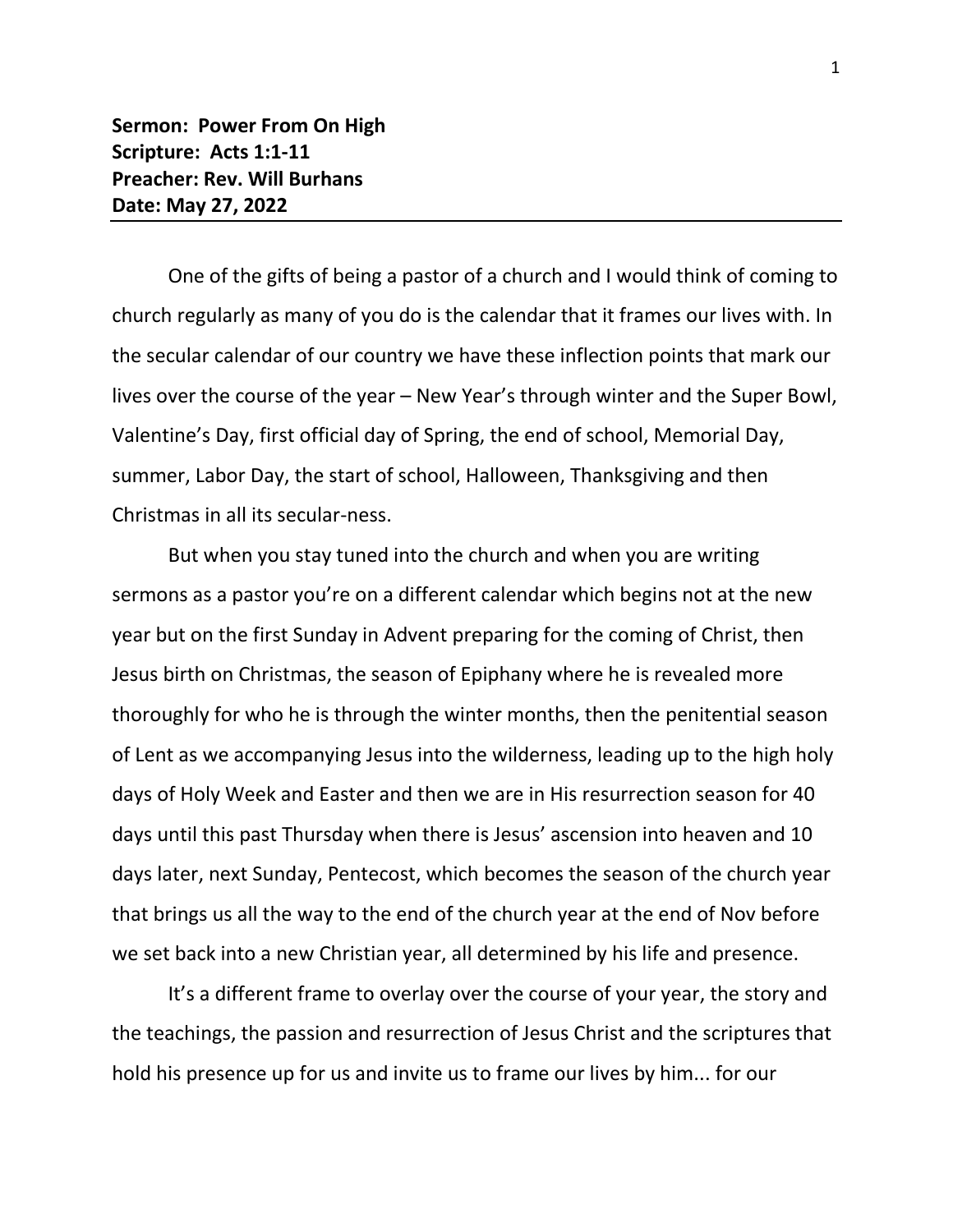**Sermon: Power From On High**
**Scripture: Acts 1:1-11**
**Preacher: Rev. Will Burhans**
**Date: May 27, 2022**

One of the gifts of being a pastor of a church and I would think of coming to church regularly as many of you do is the calendar that it frames our lives with. In the secular calendar of our country we have these inflection points that mark our lives over the course of the year – New Year's through winter and the Super Bowl, Valentine's Day, first official day of Spring, the end of school, Memorial Day, summer, Labor Day, the start of school, Halloween, Thanksgiving and then Christmas in all its secular-ness.

But when you stay tuned into the church and when you are writing sermons as a pastor you're on a different calendar which begins not at the new year but on the first Sunday in Advent preparing for the coming of Christ, then Jesus birth on Christmas, the season of Epiphany where he is revealed more thoroughly for who he is through the winter months, then the penitential season of Lent as we accompanying Jesus into the wilderness, leading up to the high holy days of Holy Week and Easter and then we are in His resurrection season for 40 days until this past Thursday when there is Jesus' ascension into heaven and 10 days later, next Sunday, Pentecost, which becomes the season of the church year that brings us all the way to the end of the church year at the end of Nov before we set back into a new Christian year, all determined by his life and presence.

It's a different frame to overlay over the course of your year, the story and the teachings, the passion and resurrection of Jesus Christ and the scriptures that hold his presence up for us and invite us to frame our lives by him... for our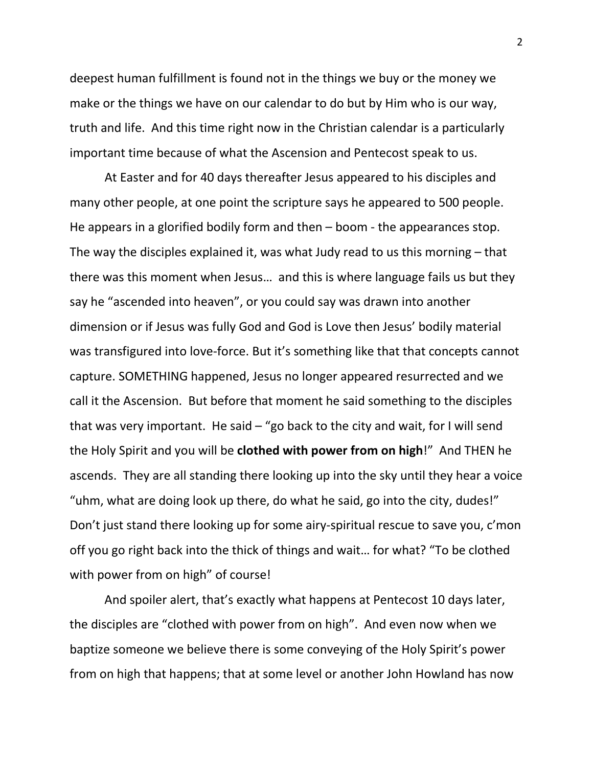deepest human fulfillment is found not in the things we buy or the money we make or the things we have on our calendar to do but by Him who is our way, truth and life. And this time right now in the Christian calendar is a particularly important time because of what the Ascension and Pentecost speak to us.

At Easter and for 40 days thereafter Jesus appeared to his disciples and many other people, at one point the scripture says he appeared to 500 people. He appears in a glorified bodily form and then – boom - the appearances stop. The way the disciples explained it, was what Judy read to us this morning – that there was this moment when Jesus… and this is where language fails us but they say he "ascended into heaven", or you could say was drawn into another dimension or if Jesus was fully God and God is Love then Jesus' bodily material was transfigured into love-force. But it's something like that that concepts cannot capture. SOMETHING happened, Jesus no longer appeared resurrected and we call it the Ascension. But before that moment he said something to the disciples that was very important. He said – "go back to the city and wait, for I will send the Holy Spirit and you will be **clothed with power from on high**!" And THEN he ascends. They are all standing there looking up into the sky until they hear a voice "uhm, what are doing look up there, do what he said, go into the city, dudes!" Don't just stand there looking up for some airy-spiritual rescue to save you, c'mon off you go right back into the thick of things and wait… for what? "To be clothed with power from on high" of course!

And spoiler alert, that's exactly what happens at Pentecost 10 days later, the disciples are "clothed with power from on high". And even now when we baptize someone we believe there is some conveying of the Holy Spirit's power from on high that happens; that at some level or another John Howland has now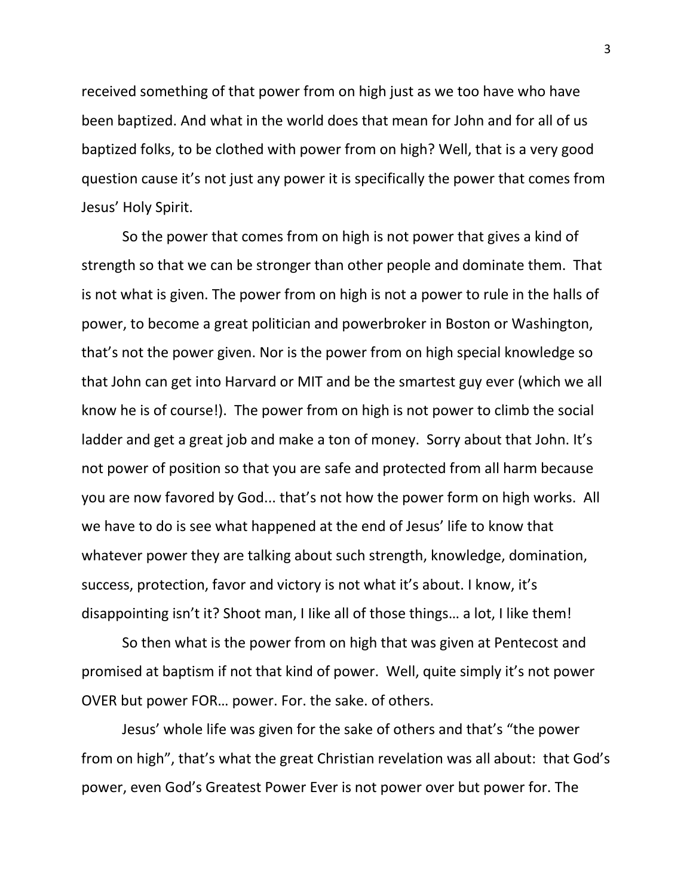received something of that power from on high just as we too have who have been baptized. And what in the world does that mean for John and for all of us baptized folks, to be clothed with power from on high? Well, that is a very good question cause it's not just any power it is specifically the power that comes from Jesus' Holy Spirit.

So the power that comes from on high is not power that gives a kind of strength so that we can be stronger than other people and dominate them. That is not what is given. The power from on high is not a power to rule in the halls of power, to become a great politician and powerbroker in Boston or Washington, that's not the power given. Nor is the power from on high special knowledge so that John can get into Harvard or MIT and be the smartest guy ever (which we all know he is of course!). The power from on high is not power to climb the social ladder and get a great job and make a ton of money. Sorry about that John. It's not power of position so that you are safe and protected from all harm because you are now favored by God... that's not how the power form on high works. All we have to do is see what happened at the end of Jesus' life to know that whatever power they are talking about such strength, knowledge, domination, success, protection, favor and victory is not what it's about. I know, it's disappointing isn't it? Shoot man, I like all of those things… a lot, I like them!

So then what is the power from on high that was given at Pentecost and promised at baptism if not that kind of power. Well, quite simply it's not power OVER but power FOR… power. For. the sake. of others.

Jesus' whole life was given for the sake of others and that's "the power from on high", that's what the great Christian revelation was all about: that God's power, even God's Greatest Power Ever is not power over but power for. The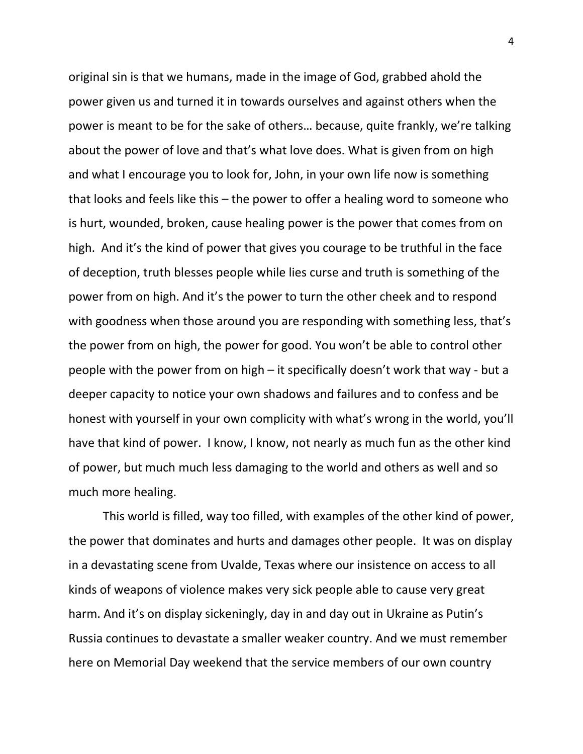original sin is that we humans, made in the image of God, grabbed ahold the power given us and turned it in towards ourselves and against others when the power is meant to be for the sake of others… because, quite frankly, we're talking about the power of love and that's what love does. What is given from on high and what I encourage you to look for, John, in your own life now is something that looks and feels like this – the power to offer a healing word to someone who is hurt, wounded, broken, cause healing power is the power that comes from on high. And it's the kind of power that gives you courage to be truthful in the face of deception, truth blesses people while lies curse and truth is something of the power from on high. And it's the power to turn the other cheek and to respond with goodness when those around you are responding with something less, that's the power from on high, the power for good. You won't be able to control other people with the power from on high – it specifically doesn't work that way - but a deeper capacity to notice your own shadows and failures and to confess and be honest with yourself in your own complicity with what's wrong in the world, you'll have that kind of power. I know, I know, not nearly as much fun as the other kind of power, but much much less damaging to the world and others as well and so much more healing.

This world is filled, way too filled, with examples of the other kind of power, the power that dominates and hurts and damages other people. It was on display in a devastating scene from Uvalde, Texas where our insistence on access to all kinds of weapons of violence makes very sick people able to cause very great harm. And it's on display sickeningly, day in and day out in Ukraine as Putin's Russia continues to devastate a smaller weaker country. And we must remember here on Memorial Day weekend that the service members of our own country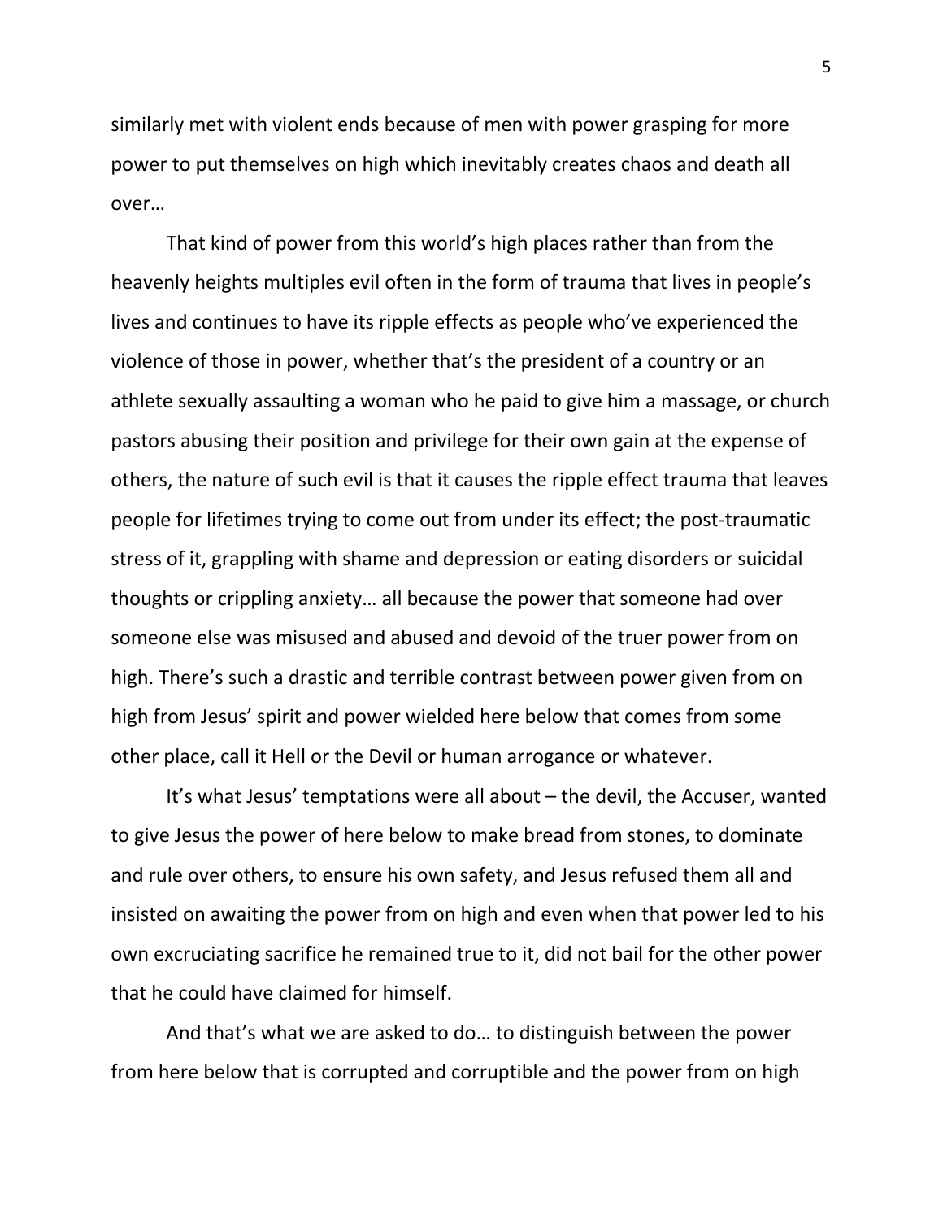similarly met with violent ends because of men with power grasping for more power to put themselves on high which inevitably creates chaos and death all over…

That kind of power from this world's high places rather than from the heavenly heights multiples evil often in the form of trauma that lives in people's lives and continues to have its ripple effects as people who've experienced the violence of those in power, whether that's the president of a country or an athlete sexually assaulting a woman who he paid to give him a massage, or church pastors abusing their position and privilege for their own gain at the expense of others, the nature of such evil is that it causes the ripple effect trauma that leaves people for lifetimes trying to come out from under its effect; the post-traumatic stress of it, grappling with shame and depression or eating disorders or suicidal thoughts or crippling anxiety… all because the power that someone had over someone else was misused and abused and devoid of the truer power from on high. There's such a drastic and terrible contrast between power given from on high from Jesus' spirit and power wielded here below that comes from some other place, call it Hell or the Devil or human arrogance or whatever.

It's what Jesus' temptations were all about – the devil, the Accuser, wanted to give Jesus the power of here below to make bread from stones, to dominate and rule over others, to ensure his own safety, and Jesus refused them all and insisted on awaiting the power from on high and even when that power led to his own excruciating sacrifice he remained true to it, did not bail for the other power that he could have claimed for himself.

And that's what we are asked to do… to distinguish between the power from here below that is corrupted and corruptible and the power from on high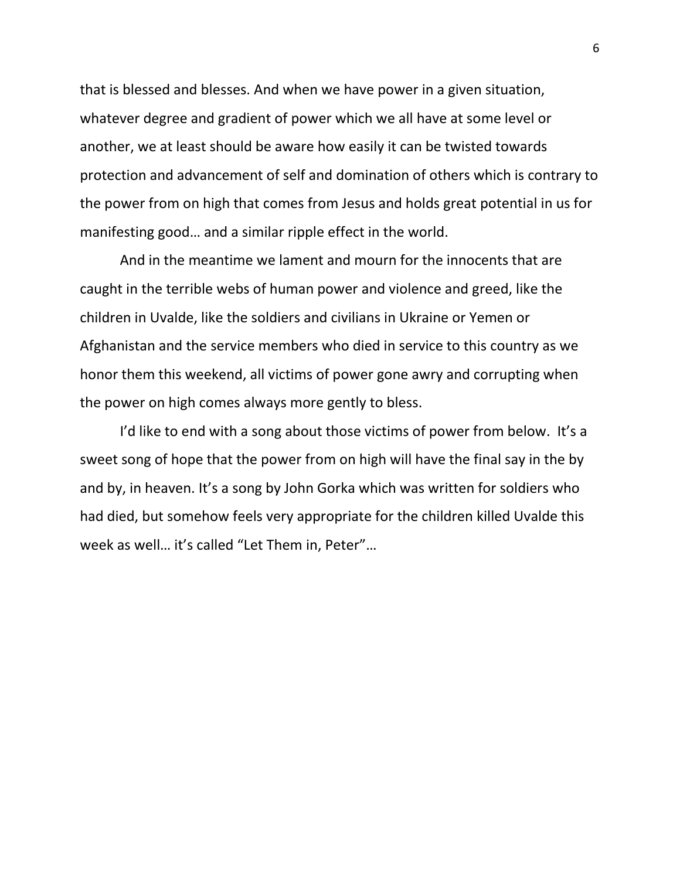that is blessed and blesses. And when we have power in a given situation, whatever degree and gradient of power which we all have at some level or another, we at least should be aware how easily it can be twisted towards protection and advancement of self and domination of others which is contrary to the power from on high that comes from Jesus and holds great potential in us for manifesting good… and a similar ripple effect in the world.

And in the meantime we lament and mourn for the innocents that are caught in the terrible webs of human power and violence and greed, like the children in Uvalde, like the soldiers and civilians in Ukraine or Yemen or Afghanistan and the service members who died in service to this country as we honor them this weekend, all victims of power gone awry and corrupting when the power on high comes always more gently to bless.

I'd like to end with a song about those victims of power from below. It's a sweet song of hope that the power from on high will have the final say in the by and by, in heaven. It's a song by John Gorka which was written for soldiers who had died, but somehow feels very appropriate for the children killed Uvalde this week as well… it's called "Let Them in, Peter"…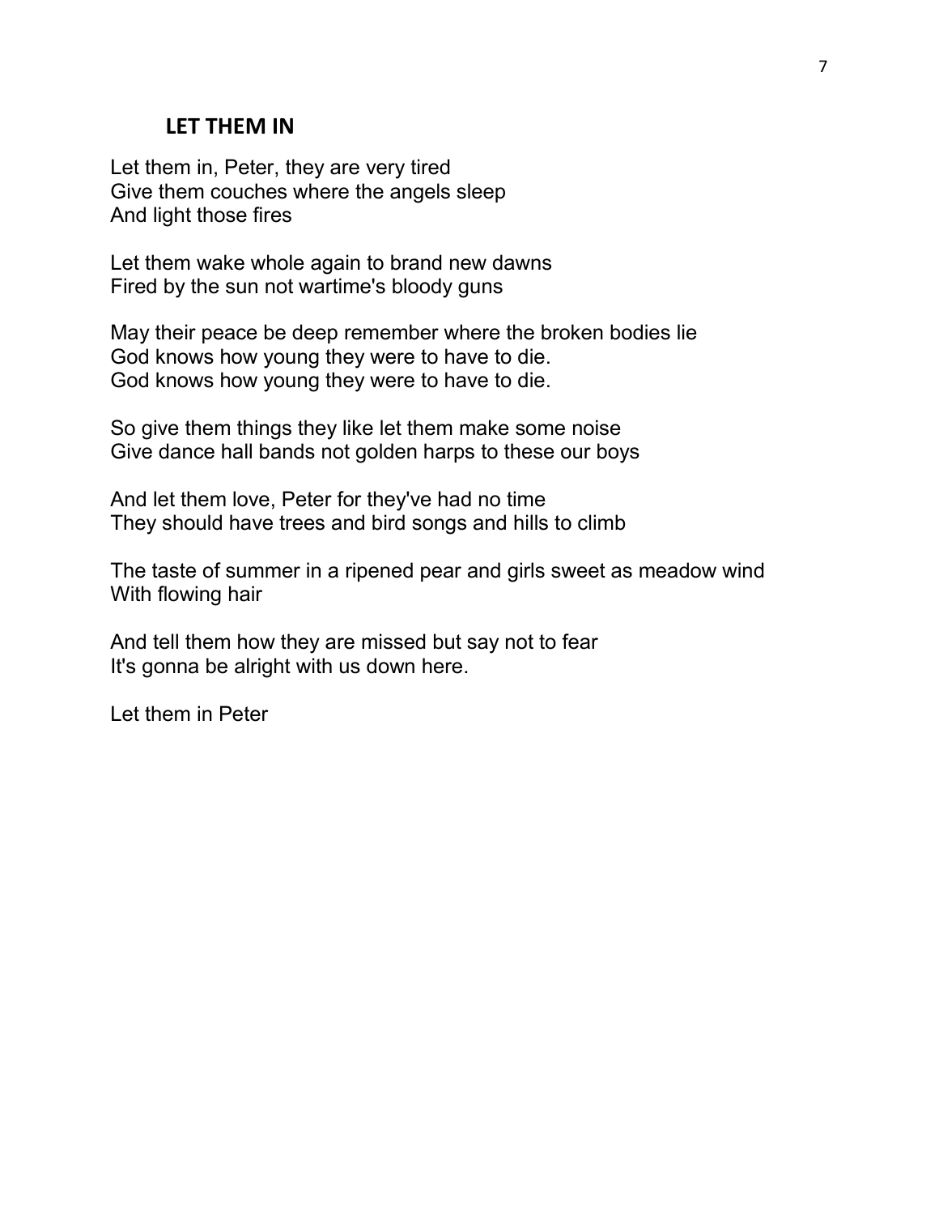### LET THEM IN

Let them in, Peter, they are very tired
Give them couches where the angels sleep
And light those fires

Let them wake whole again to brand new dawns
Fired by the sun not wartime's bloody guns

May their peace be deep remember where the broken bodies lie
God knows how young they were to have to die.
God knows how young they were to have to die.

So give them things they like let them make some noise
Give dance hall bands not golden harps to these our boys

And let them love, Peter for they've had no time
They should have trees and bird songs and hills to climb

The taste of summer in a ripened pear and girls sweet as meadow wind
With flowing hair

And tell them how they are missed but say not to fear
It's gonna be alright with us down here.

Let them in Peter